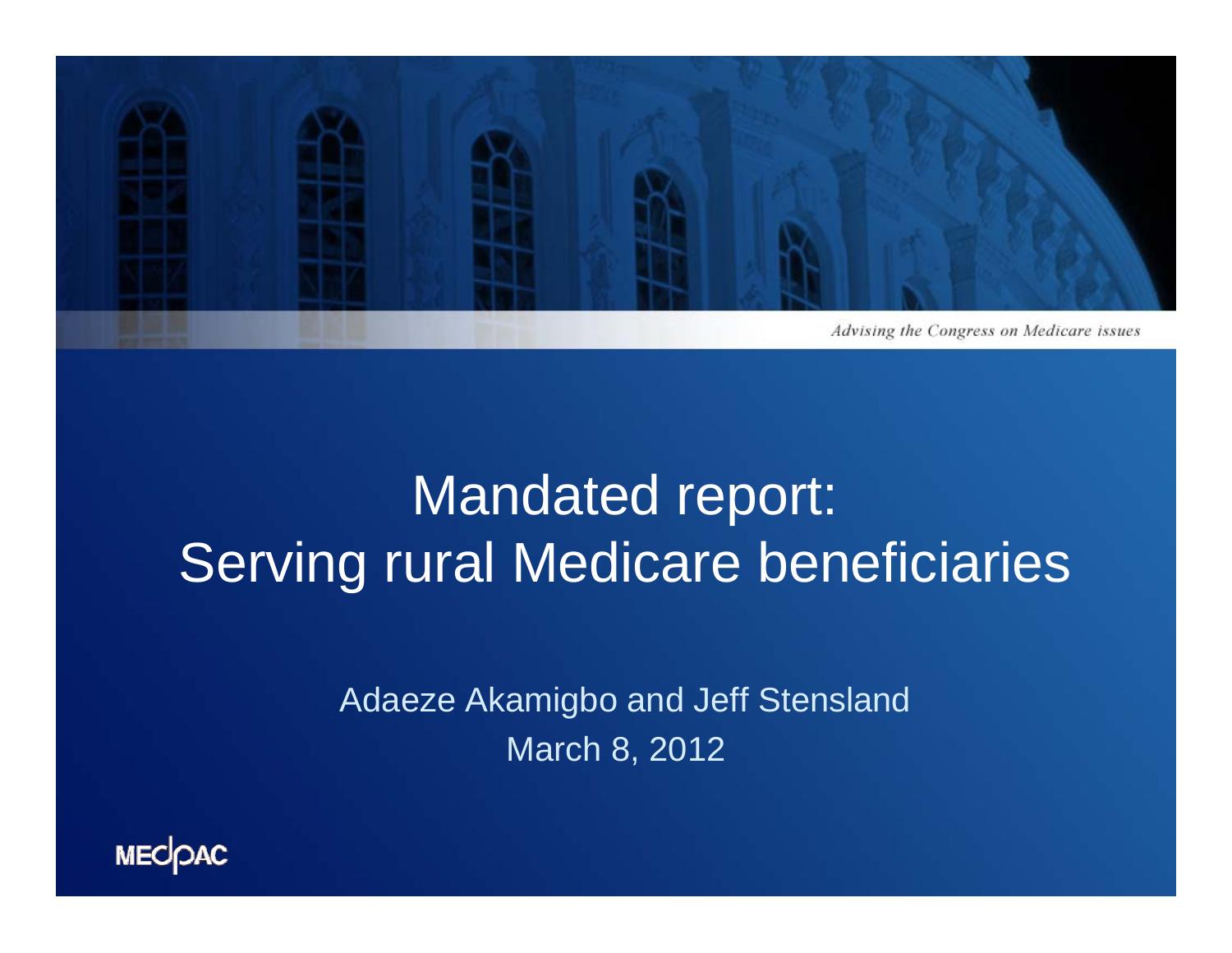*Advising the Congress on Medicare issues*

# Mandated report: Serving rural Medicare beneficiaries

Adaeze Akamigbo and Jeff Stensland

March 8, 2012

MEDPAC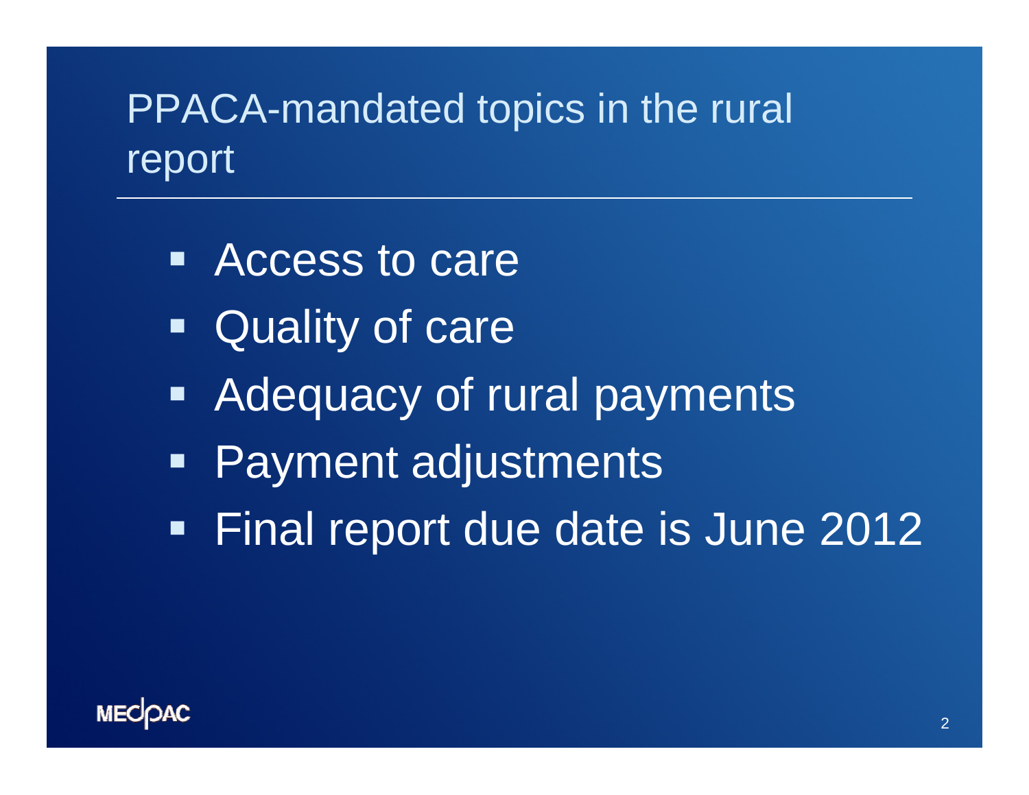# PPACA-mandated topics in the rural report

- Access to care
- Quality of care
- Adequacy of rural payments
- Payment adjustments
- Final report due date is June 2012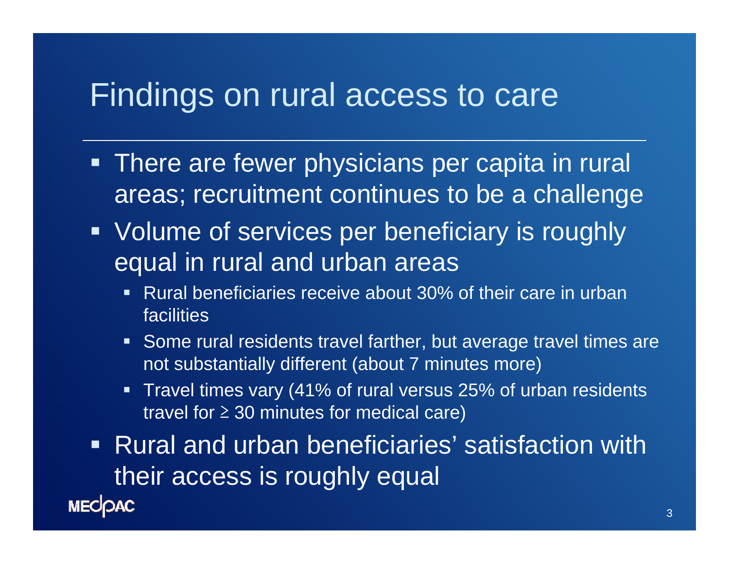# Findings on rural access to care

- There are fewer physicians per capita in rural areas; recruitment continues to be a challenge
- Volume of services per beneficiary is roughly equal in rural and urban areas
  - Rural beneficiaries receive about 30% of their care in urban facilities
  - Some rural residents travel farther, but average travel times are not substantially different (about 7 minutes more)
  - Travel times vary (41% of rural versus 25% of urban residents travel for ≥ 30 minutes for medical care)
- Rural and urban beneficiaries' satisfaction with their access is roughly equal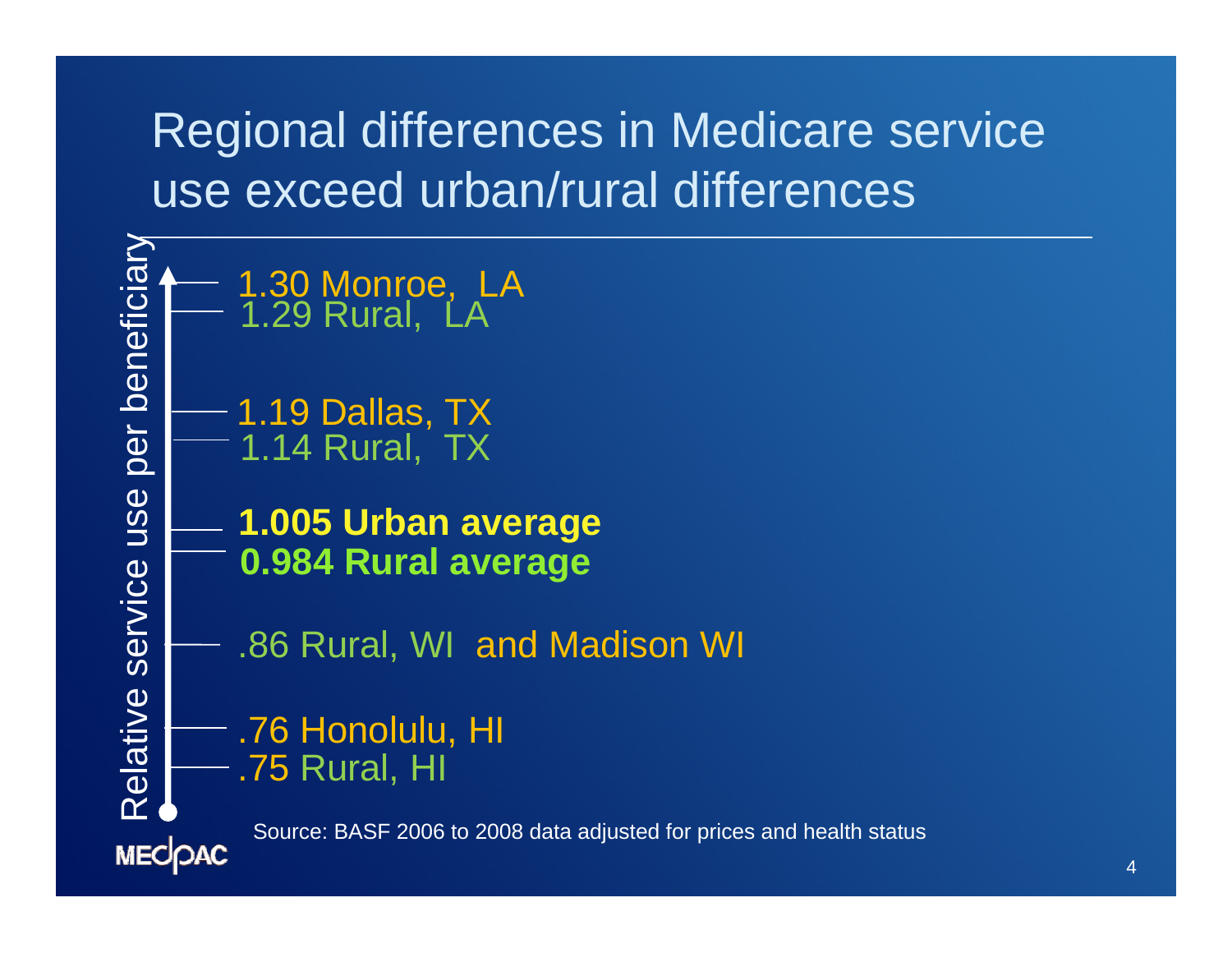# Regional differences in Medicare service use exceed urban/rural differences

Relative service use per beneficiary

- 1.30 Monroe, LA
- 1.29 Rural, LA
- 1.19 Dallas, TX
- 1.14 Rural, TX
- **1.005 Urban average**
- **0.984 Rural average**
- .86 Rural, WI and Madison WI
- .76 Honolulu, HI
- .75 Rural, HI

Source: BASF 2006 to 2008 data adjusted for prices and health status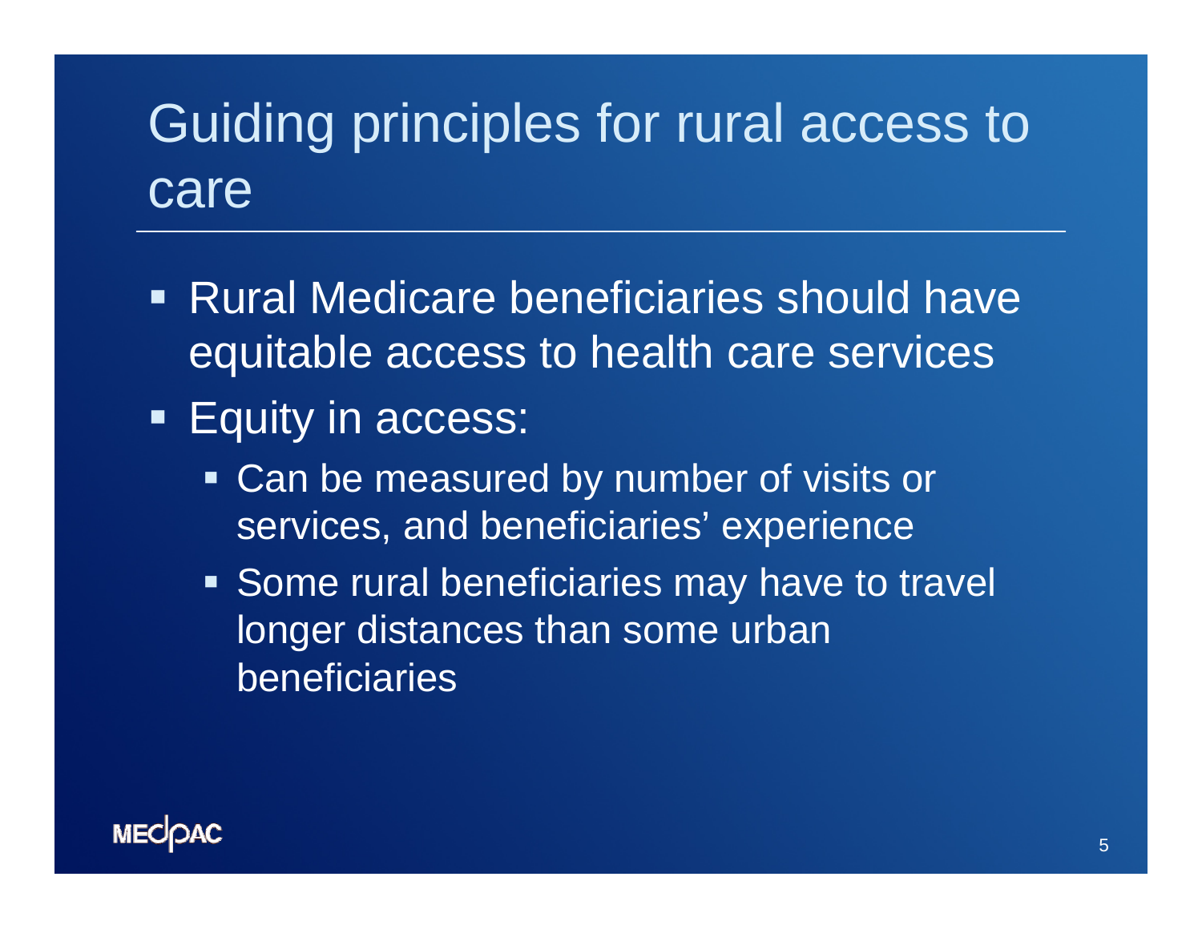# Guiding principles for rural access to care

- Rural Medicare beneficiaries should have equitable access to health care services
- Equity in access:
  - Can be measured by number of visits or services, and beneficiaries' experience
  - Some rural beneficiaries may have to travel longer distances than some urban beneficiaries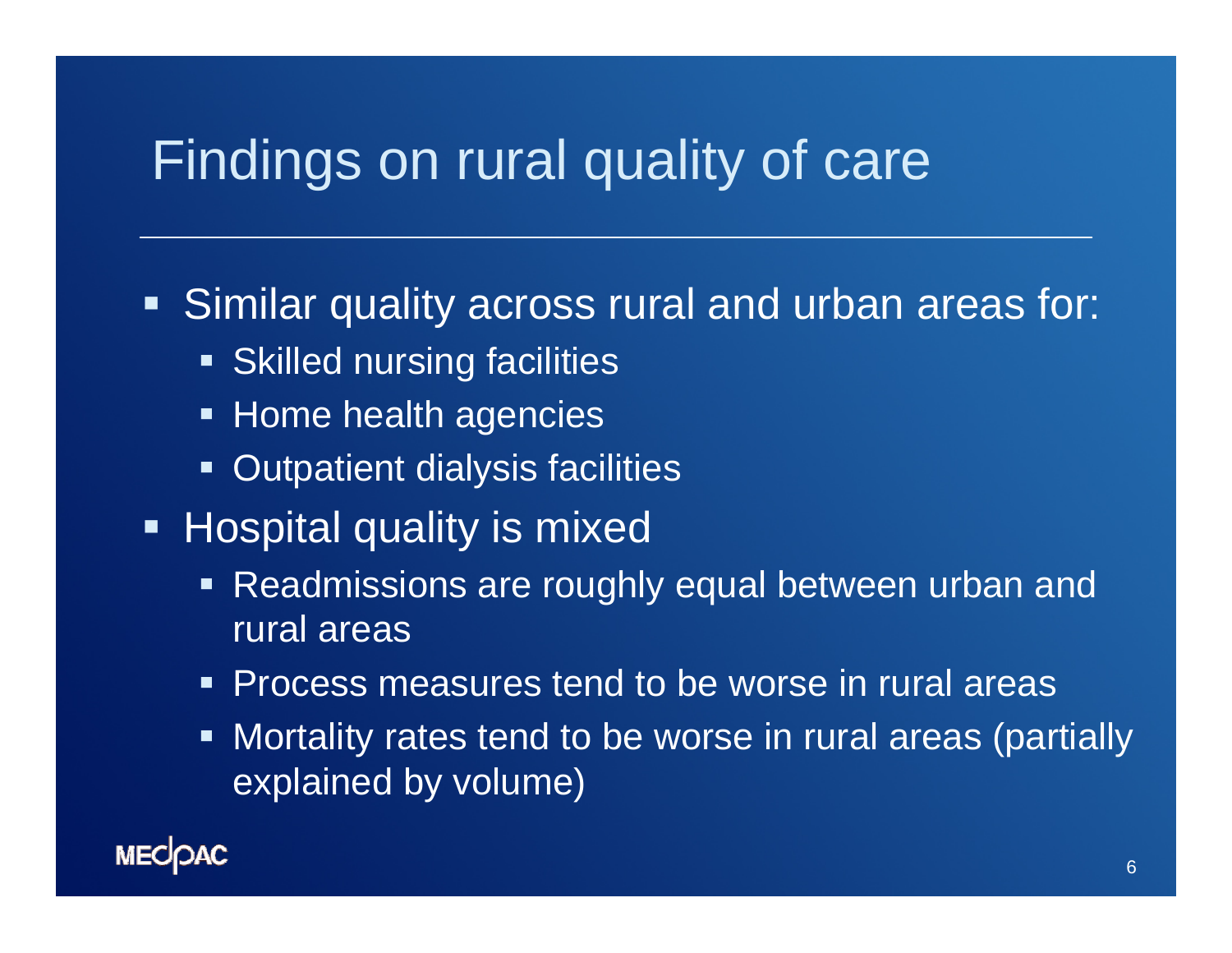# Findings on rural quality of care

- Similar quality across rural and urban areas for:
  - Skilled nursing facilities
  - Home health agencies
  - Outpatient dialysis facilities
- Hospital quality is mixed
  - Readmissions are roughly equal between urban and rural areas
  - Process measures tend to be worse in rural areas
  - Mortality rates tend to be worse in rural areas (partially explained by volume)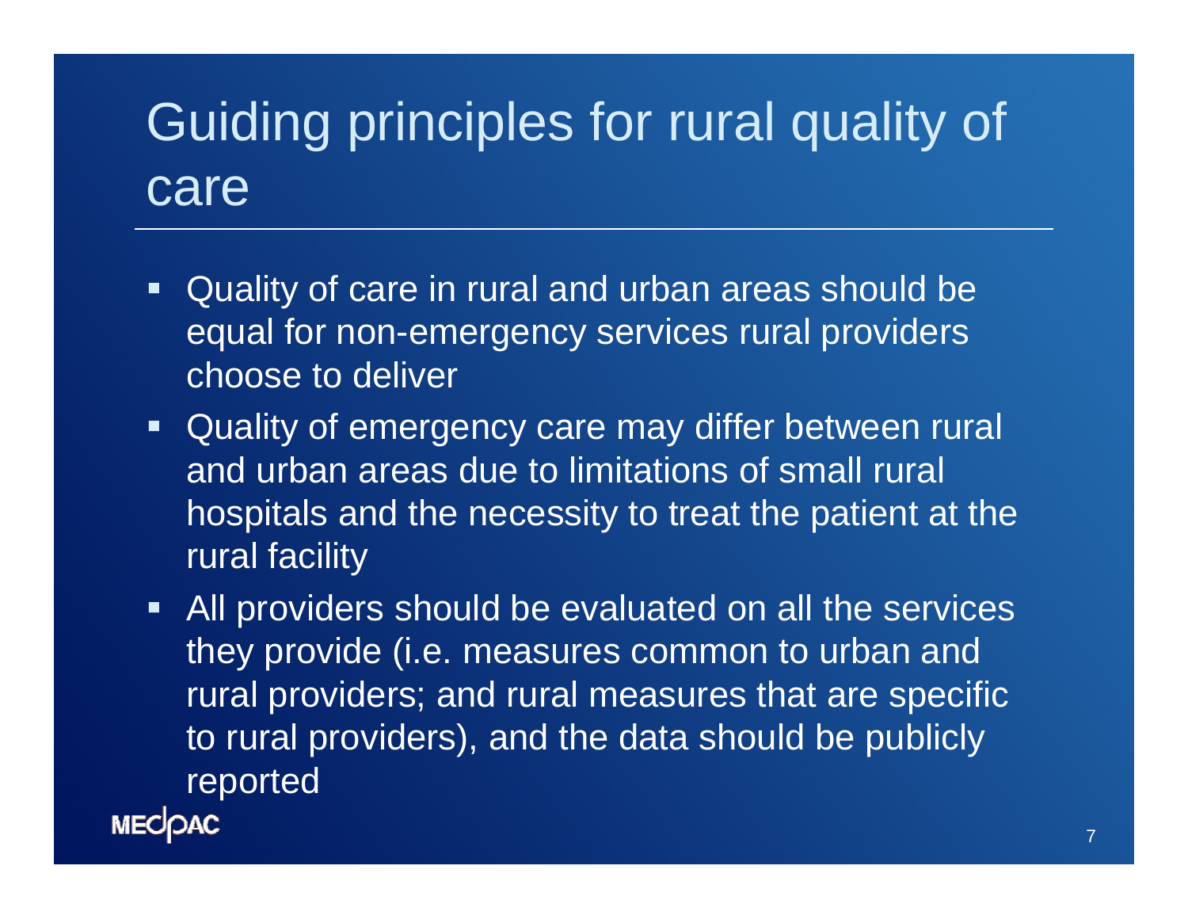# Guiding principles for rural quality of care

- Quality of care in rural and urban areas should be equal for non-emergency services rural providers choose to deliver
- Quality of emergency care may differ between rural and urban areas due to limitations of small rural hospitals and the necessity to treat the patient at the rural facility
- All providers should be evaluated on all the services they provide (i.e. measures common to urban and rural providers; and rural measures that are specific to rural providers), and the data should be publicly reported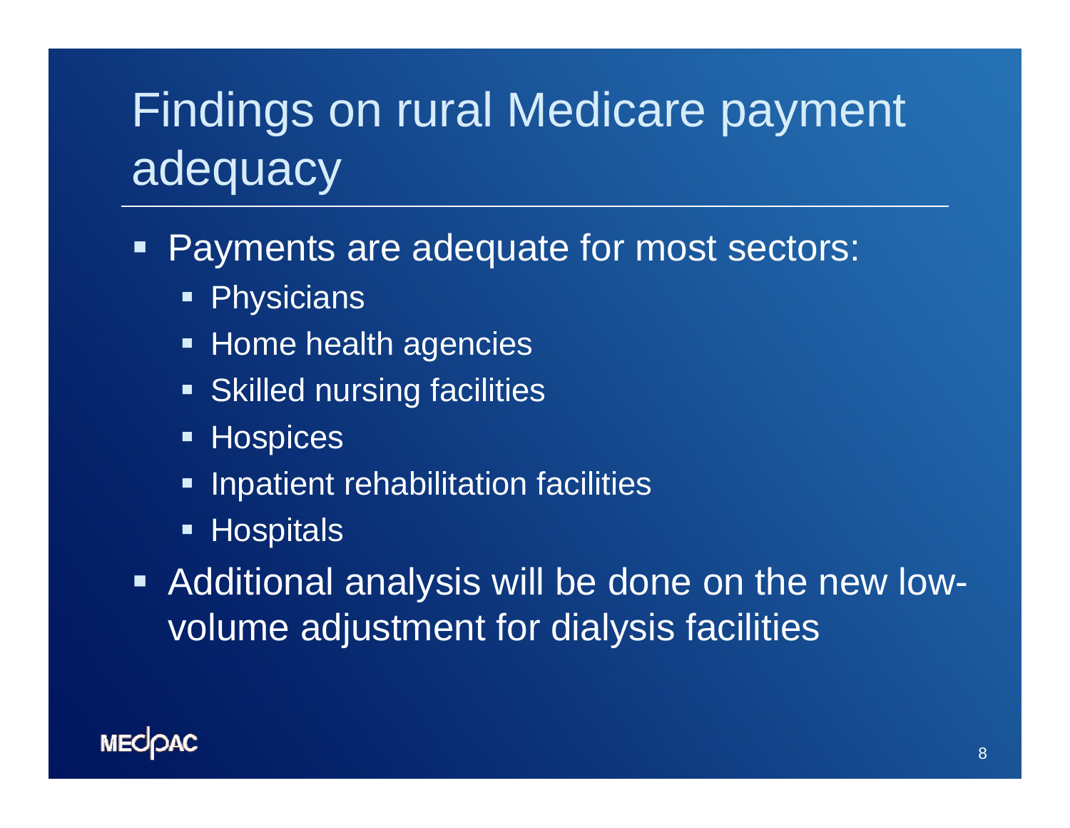# Findings on rural Medicare payment adequacy

- Payments are adequate for most sectors:
  - Physicians
  - Home health agencies
  - Skilled nursing facilities
  - Hospices
  - Inpatient rehabilitation facilities
  - Hospitals
- Additional analysis will be done on the new low-volume adjustment for dialysis facilities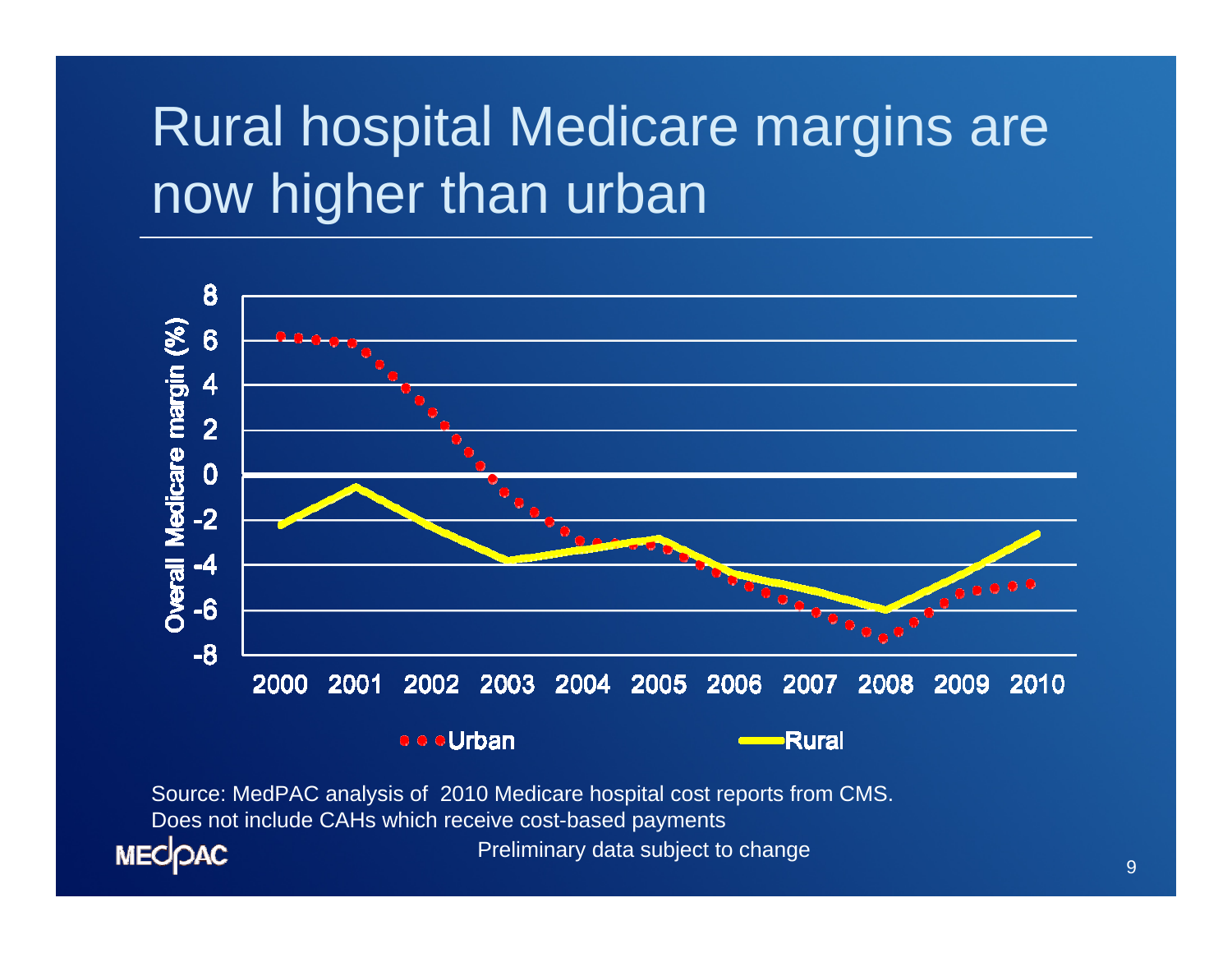# Rural hospital Medicare margins are now higher than urban

Overall Medicare margin (%)

8, 6, 4, 2, 0, -2, -4, -6, -8

2000 2001 2002 2003 2004 2005 2006 2007 2008 2009 2010

Urban Rural

Source: MedPAC analysis of 2010 Medicare hospital cost reports from CMS.
Does not include CAHs which receive cost-based payments

Preliminary data subject to change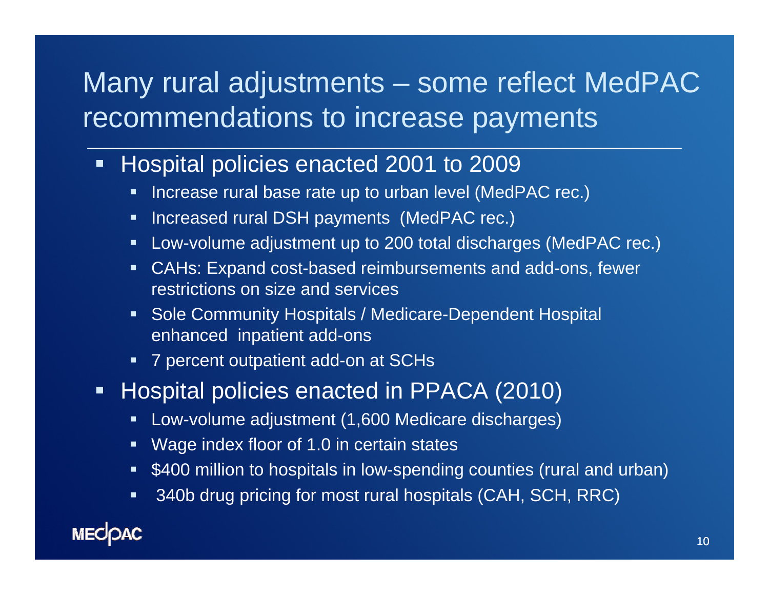# Many rural adjustments – some reflect MedPAC recommendations to increase payments

- Hospital policies enacted 2001 to 2009
  - Increase rural base rate up to urban level (MedPAC rec.)
  - Increased rural DSH payments (MedPAC rec.)
  - Low-volume adjustment up to 200 total discharges (MedPAC rec.)
  - CAHs: Expand cost-based reimbursements and add-ons, fewer restrictions on size and services
  - Sole Community Hospitals / Medicare-Dependent Hospital enhanced inpatient add-ons
  - 7 percent outpatient add-on at SCHs
- Hospital policies enacted in PPACA (2010)
  - Low-volume adjustment (1,600 Medicare discharges)
  - Wage index floor of 1.0 in certain states
  - $400 million to hospitals in low-spending counties (rural and urban)
  - 340b drug pricing for most rural hospitals (CAH, SCH, RRC)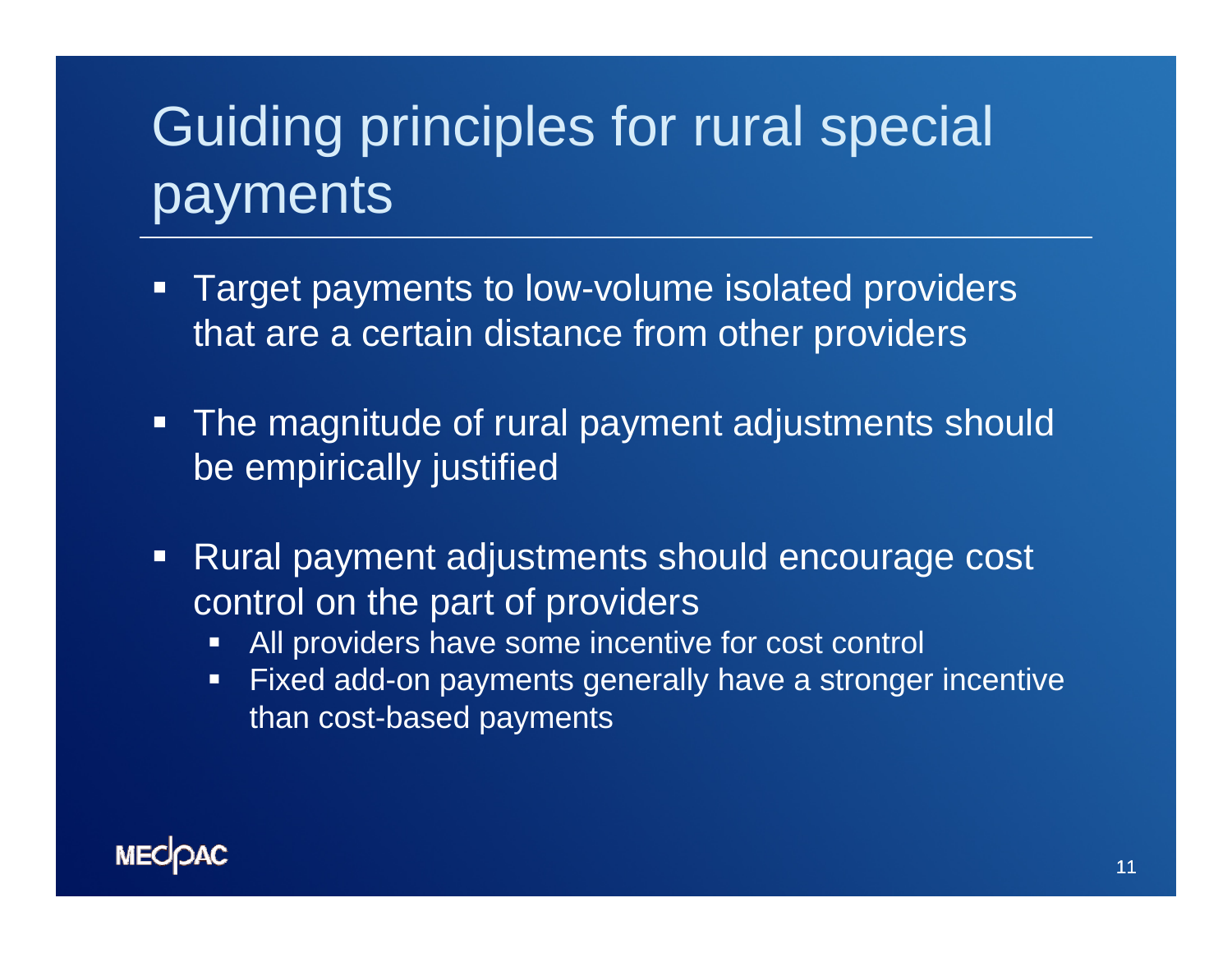# Guiding principles for rural special payments

- Target payments to low-volume isolated providers that are a certain distance from other providers
- The magnitude of rural payment adjustments should be empirically justified
- Rural payment adjustments should encourage cost control on the part of providers
  - All providers have some incentive for cost control
  - Fixed add-on payments generally have a stronger incentive than cost-based payments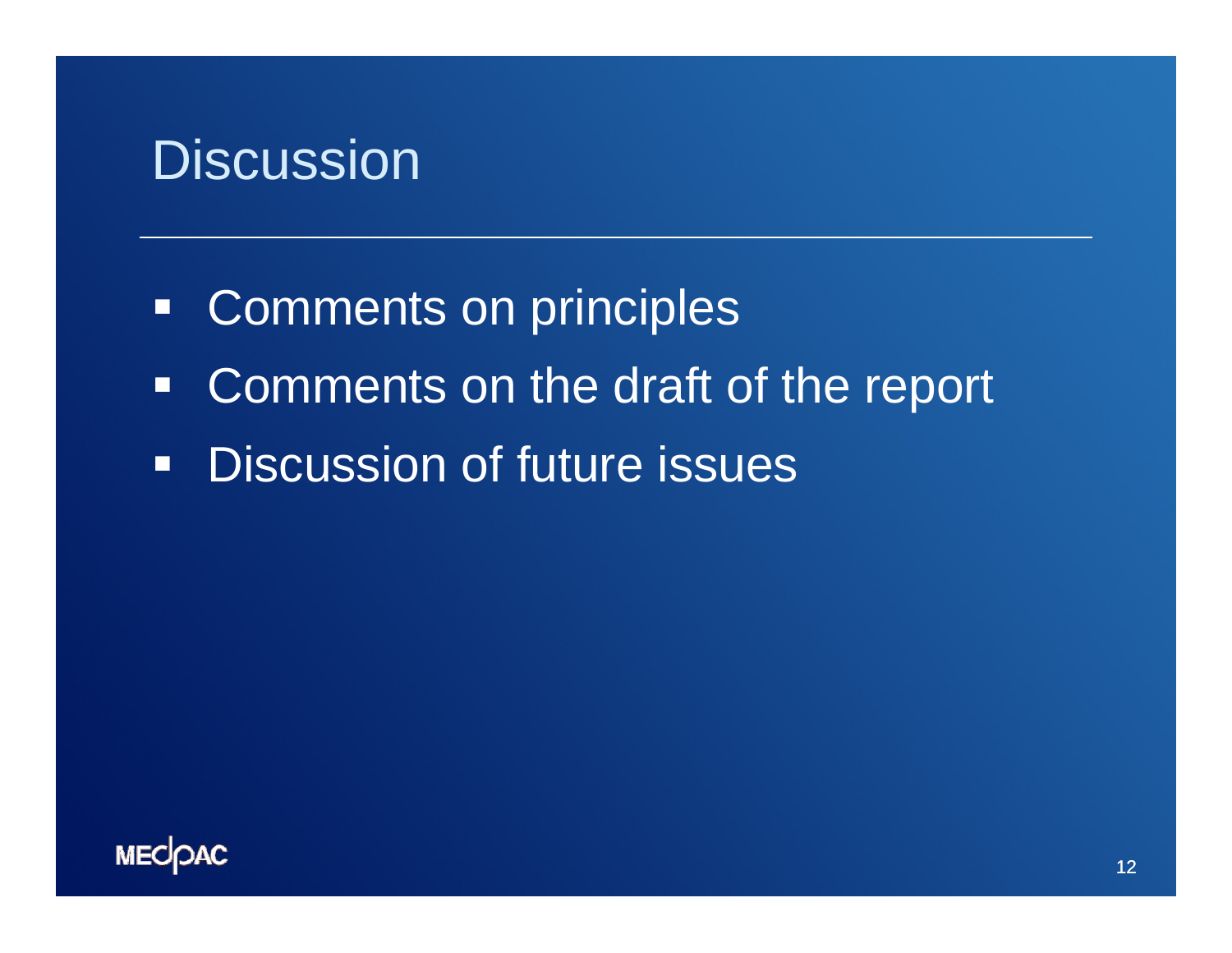# Discussion

- Comments on principles
- Comments on the draft of the report
- Discussion of future issues